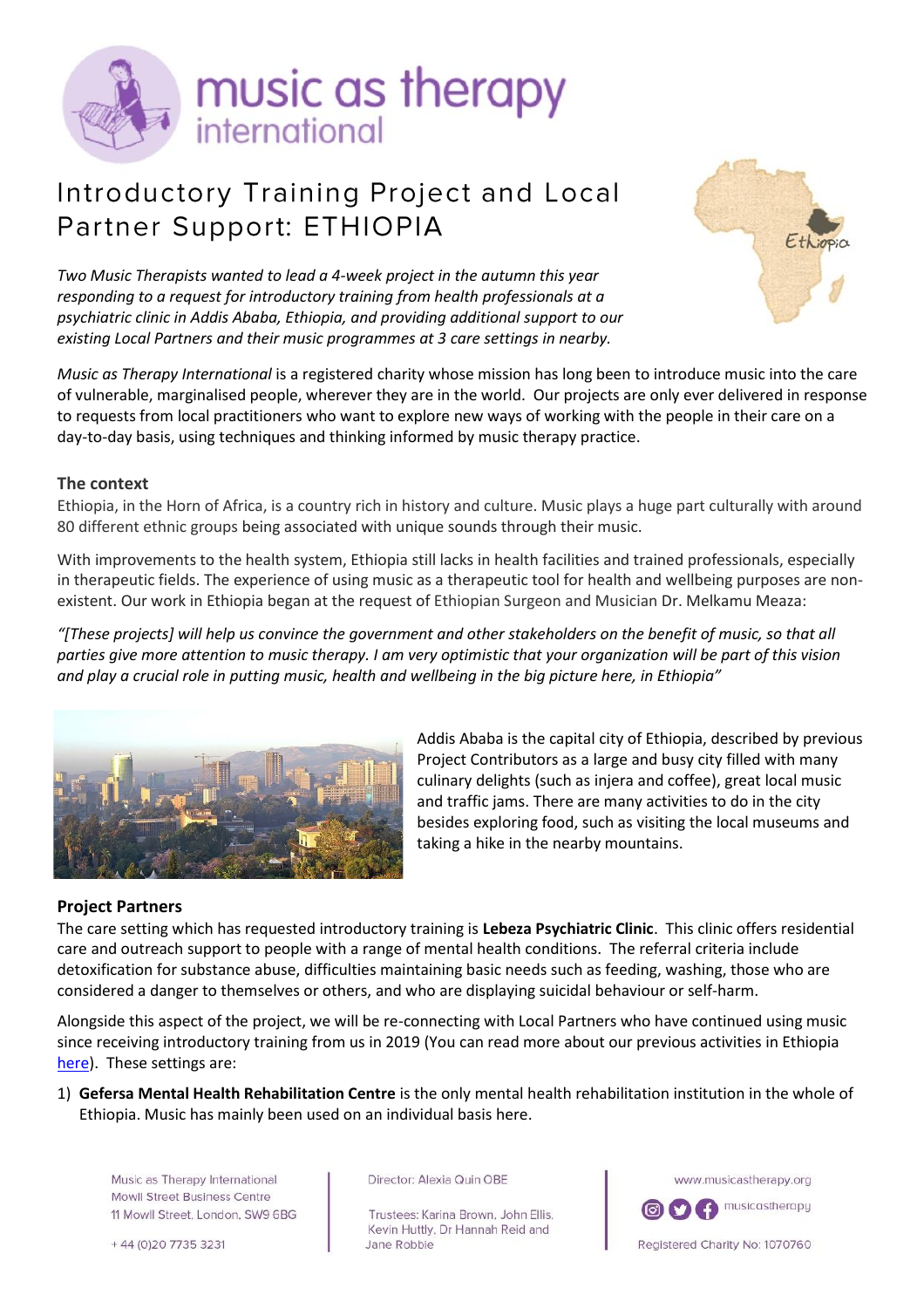# Introductory Training Project and Local Partner Support: ETHIOPIA

*Two Music Therapists wanted to lead a 4-week project in the autumn this year responding to a request for introductory training from health professionals at a psychiatric clinic in Addis Ababa, Ethiopia, and providing additional support to our existing Local Partners and their music programmes at 3 care settings in nearby.*

*Music as Therapy International* is a registered charity whose mission has long been to introduce music into the care of vulnerable, marginalised people, wherever they are in the world. Our projects are only ever delivered in response to requests from local practitioners who want to explore new ways of working with the people in their care on a day-to-day basis, using techniques and thinking informed by music therapy practice.

### The context

Ethiopia, in the Horn of Africa, is a country rich in history and culture. Music plays a huge part culturally with around 80 different ethnic groups being associated with unique sounds through their music.

With improvements to the health system, Ethiopia still lacks in health facilities and trained professionals, especially in therapeutic fields. The experience of using music as a therapeutic tool for health and wellbeing purposes are non-existent. Our work in Ethiopia began at the request of Ethiopian Surgeon and Musician Dr. Melkamu Meaza:

*"[These projects] will help us convince the government and other stakeholders on the benefit of music, so that all parties give more attention to music therapy. I am very optimistic that your organization will be part of this vision and play a crucial role in putting music, health and wellbeing in the big picture here, in Ethiopia"*

Addis Ababa is the capital city of Ethiopia, described by previous Project Contributors as a large and busy city filled with many culinary delights (such as injera and coffee), great local music and traffic jams. There are many activities to do in the city besides exploring food, such as visiting the local museums and taking a hike in the nearby mountains.

### Project Partners

The care setting which has requested introductory training is **Lebeza Psychiatric Clinic**. This clinic offers residential care and outreach support to people with a range of mental health conditions. The referral criteria include detoxification for substance abuse, difficulties maintaining basic needs such as feeding, washing, those who are considered a danger to themselves or others, and who are displaying suicidal behaviour or self-harm.

Alongside this aspect of the project, we will be re-connecting with Local Partners who have continued using music since receiving introductory training from us in 2019 (You can read more about our previous activities in Ethiopia here). These settings are:

1) **Gefersa Mental Health Rehabilitation Centre** is the only mental health rehabilitation institution in the whole of Ethiopia. Music has mainly been used on an individual basis here.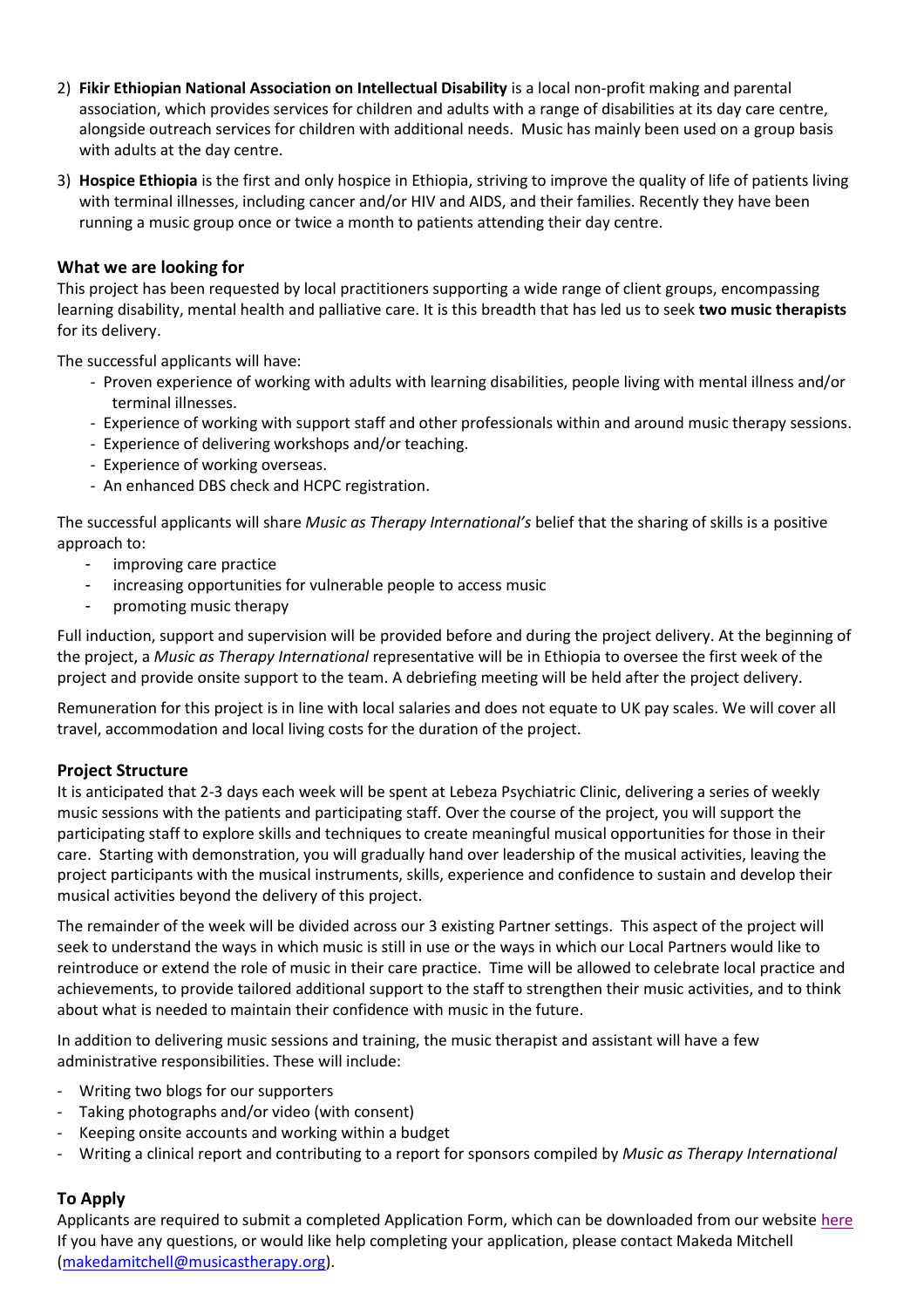2) **Fikir Ethiopian National Association on Intellectual Disability** is a local non-profit making and parental association, which provides services for children and adults with a range of disabilities at its day care centre, alongside outreach services for children with additional needs. Music has mainly been used on a group basis with adults at the day centre.

3) **Hospice Ethiopia** is the first and only hospice in Ethiopia, striving to improve the quality of life of patients living with terminal illnesses, including cancer and/or HIV and AIDS, and their families. Recently they have been running a music group once or twice a month to patients attending their day centre.

### What we are looking for

This project has been requested by local practitioners supporting a wide range of client groups, encompassing learning disability, mental health and palliative care. It is this breadth that has led us to seek **two music therapists** for its delivery.

The successful applicants will have:

- Proven experience of working with adults with learning disabilities, people living with mental illness and/or terminal illnesses.
- Experience of working with support staff and other professionals within and around music therapy sessions.
- Experience of delivering workshops and/or teaching.
- Experience of working overseas.
- An enhanced DBS check and HCPC registration.

The successful applicants will share *Music as Therapy International's* belief that the sharing of skills is a positive approach to:

- improving care practice
- increasing opportunities for vulnerable people to access music
- promoting music therapy

Full induction, support and supervision will be provided before and during the project delivery. At the beginning of the project, a *Music as Therapy International* representative will be in Ethiopia to oversee the first week of the project and provide onsite support to the team. A debriefing meeting will be held after the project delivery.

Remuneration for this project is in line with local salaries and does not equate to UK pay scales. We will cover all travel, accommodation and local living costs for the duration of the project.

### Project Structure

It is anticipated that 2-3 days each week will be spent at Lebeza Psychiatric Clinic, delivering a series of weekly music sessions with the patients and participating staff. Over the course of the project, you will support the participating staff to explore skills and techniques to create meaningful musical opportunities for those in their care. Starting with demonstration, you will gradually hand over leadership of the musical activities, leaving the project participants with the musical instruments, skills, experience and confidence to sustain and develop their musical activities beyond the delivery of this project.

The remainder of the week will be divided across our 3 existing Partner settings. This aspect of the project will seek to understand the ways in which music is still in use or the ways in which our Local Partners would like to reintroduce or extend the role of music in their care practice. Time will be allowed to celebrate local practice and achievements, to provide tailored additional support to the staff to strengthen their music activities, and to think about what is needed to maintain their confidence with music in the future.

In addition to delivering music sessions and training, the music therapist and assistant will have a few administrative responsibilities. These will include:

- Writing two blogs for our supporters
- Taking photographs and/or video (with consent)
- Keeping onsite accounts and working within a budget
- Writing a clinical report and contributing to a report for sponsors compiled by *Music as Therapy International*

### To Apply

Applicants are required to submit a completed Application Form, which can be downloaded from our website here
If you have any questions, or would like help completing your application, please contact Makeda Mitchell (makedamitchell@musicastherapy.org).